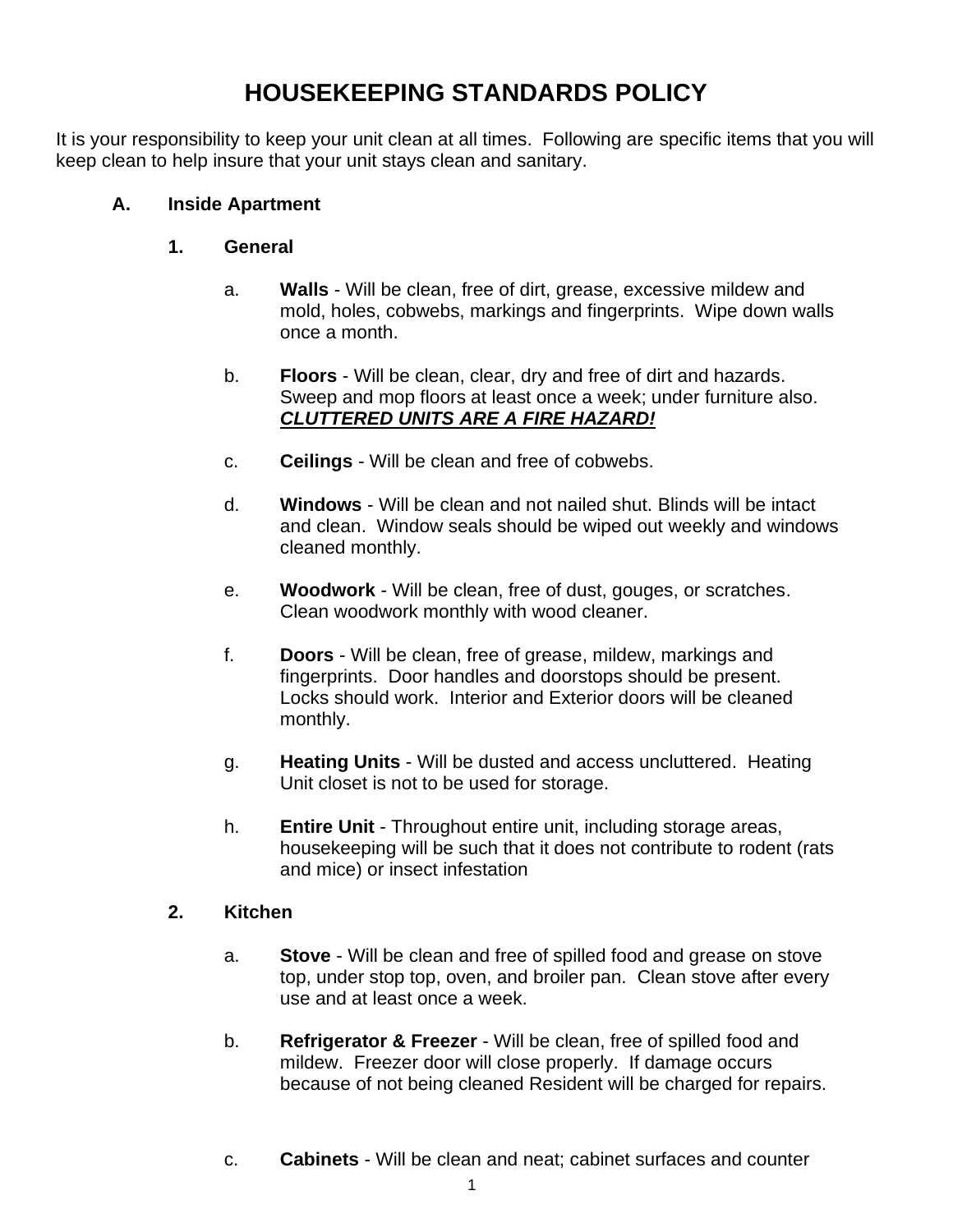# HOUSEKEEPING STANDARDS POLICY

It is your responsibility to keep your unit clean at all times. Following are specific items that you will keep clean to help insure that your unit stays clean and sanitary.

## A. Inside Apartment

### 1. General

a. **Walls** - Will be clean, free of dirt, grease, excessive mildew and mold, holes, cobwebs, markings and fingerprints. Wipe down walls once a month.

b. **Floors** - Will be clean, clear, dry and free of dirt and hazards. Sweep and mop floors at least once a week; under furniture also. ***CLUTTERED UNITS ARE A FIRE HAZARD!***

c. **Ceilings** - Will be clean and free of cobwebs.

d. **Windows** - Will be clean and not nailed shut. Blinds will be intact and clean. Window seals should be wiped out weekly and windows cleaned monthly.

e. **Woodwork** - Will be clean, free of dust, gouges, or scratches. Clean woodwork monthly with wood cleaner.

f. **Doors** - Will be clean, free of grease, mildew, markings and fingerprints. Door handles and doorstops should be present. Locks should work. Interior and Exterior doors will be cleaned monthly.

g. **Heating Units** - Will be dusted and access uncluttered. Heating Unit closet is not to be used for storage.

h. **Entire Unit** - Throughout entire unit, including storage areas, housekeeping will be such that it does not contribute to rodent (rats and mice) or insect infestation

### 2. Kitchen

a. **Stove** - Will be clean and free of spilled food and grease on stove top, under stop top, oven, and broiler pan. Clean stove after every use and at least once a week.

b. **Refrigerator & Freezer** - Will be clean, free of spilled food and mildew. Freezer door will close properly. If damage occurs because of not being cleaned Resident will be charged for repairs.

c. **Cabinets** - Will be clean and neat; cabinet surfaces and counter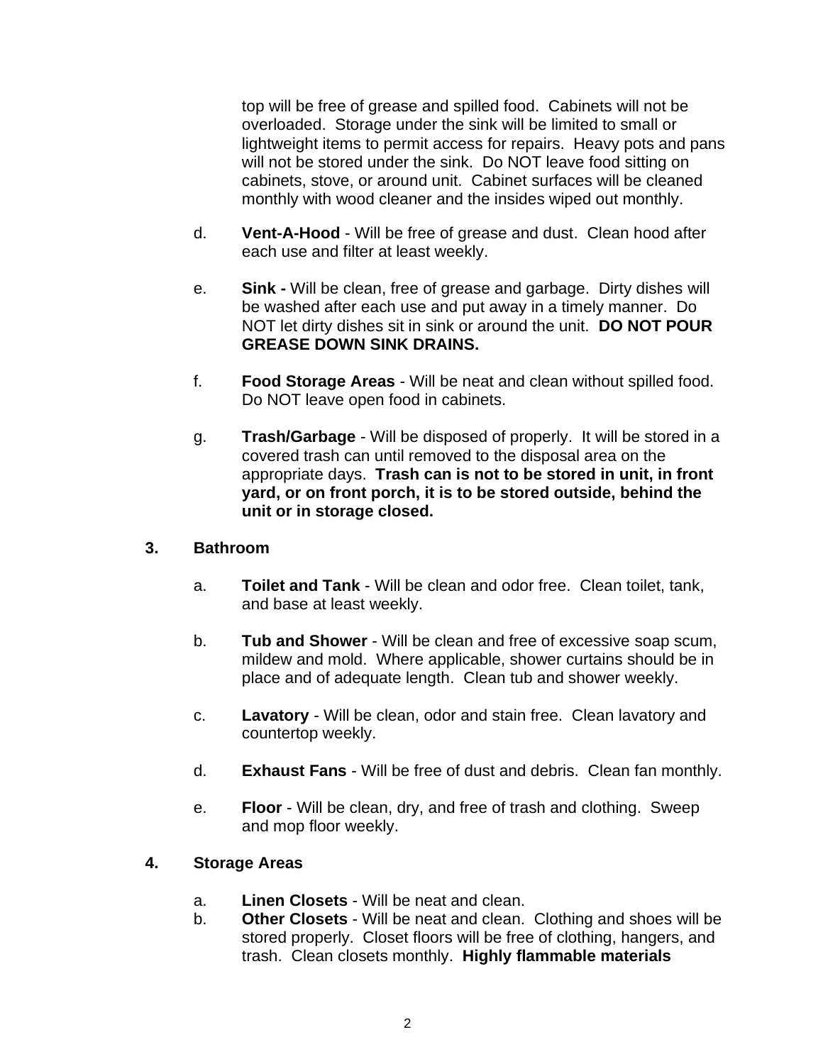top will be free of grease and spilled food. Cabinets will not be overloaded. Storage under the sink will be limited to small or lightweight items to permit access for repairs. Heavy pots and pans will not be stored under the sink. Do NOT leave food sitting on cabinets, stove, or around unit. Cabinet surfaces will be cleaned monthly with wood cleaner and the insides wiped out monthly.

d. **Vent-A-Hood** - Will be free of grease and dust. Clean hood after each use and filter at least weekly.

e. **Sink -** Will be clean, free of grease and garbage. Dirty dishes will be washed after each use and put away in a timely manner. Do NOT let dirty dishes sit in sink or around the unit. **DO NOT POUR GREASE DOWN SINK DRAINS.**

f. **Food Storage Areas** - Will be neat and clean without spilled food. Do NOT leave open food in cabinets.

g. **Trash/Garbage** - Will be disposed of properly. It will be stored in a covered trash can until removed to the disposal area on the appropriate days. **Trash can is not to be stored in unit, in front yard, or on front porch, it is to be stored outside, behind the unit or in storage closed.**

**3. Bathroom**

a. **Toilet and Tank** - Will be clean and odor free. Clean toilet, tank, and base at least weekly.

b. **Tub and Shower** - Will be clean and free of excessive soap scum, mildew and mold. Where applicable, shower curtains should be in place and of adequate length. Clean tub and shower weekly.

c. **Lavatory** - Will be clean, odor and stain free. Clean lavatory and countertop weekly.

d. **Exhaust Fans** - Will be free of dust and debris. Clean fan monthly.

e. **Floor** - Will be clean, dry, and free of trash and clothing. Sweep and mop floor weekly.

**4. Storage Areas**

a. **Linen Closets** - Will be neat and clean.
b. **Other Closets** - Will be neat and clean. Clothing and shoes will be stored properly. Closet floors will be free of clothing, hangers, and trash. Clean closets monthly. **Highly flammable materials**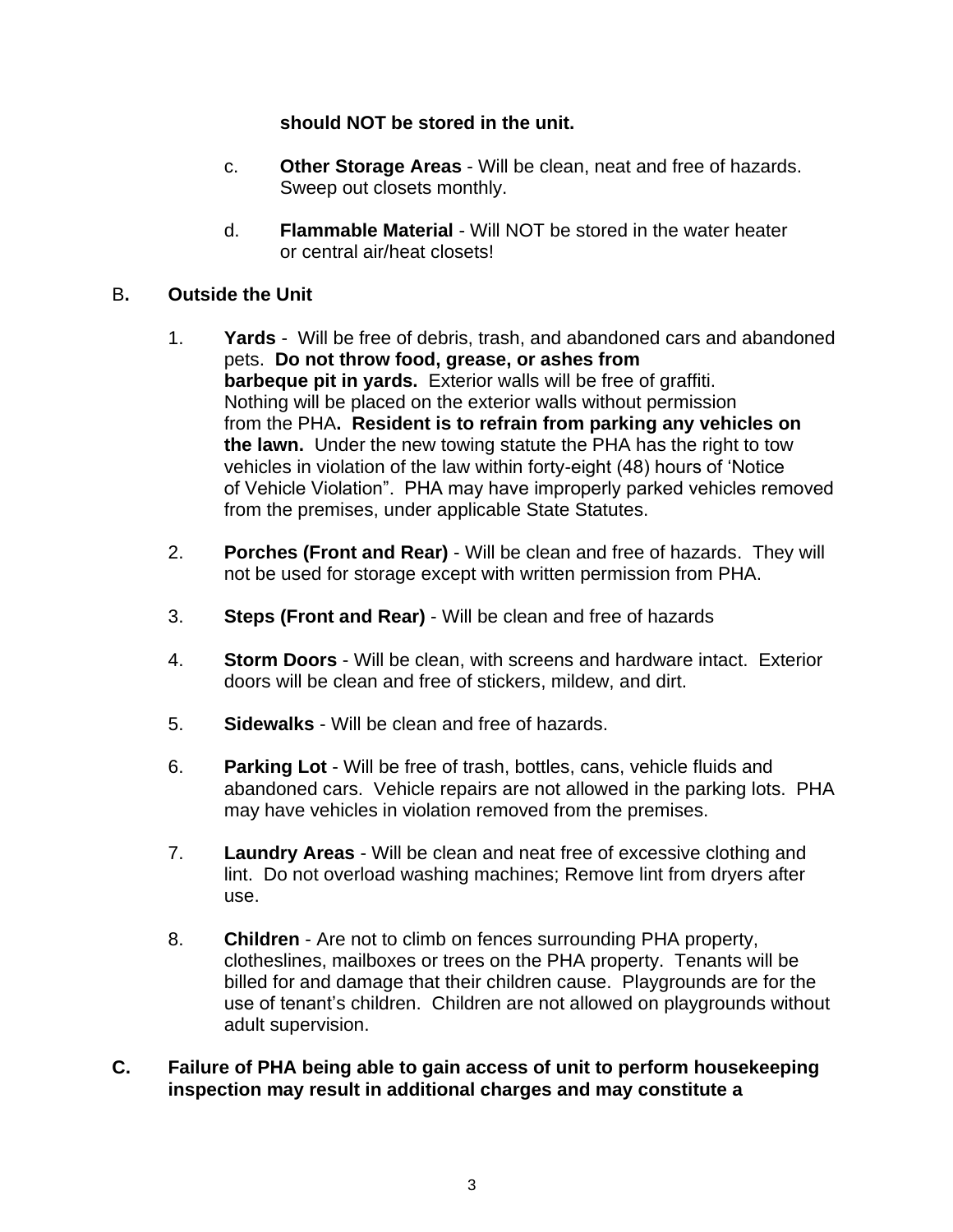**should NOT be stored in the unit.**

c. **Other Storage Areas** - Will be clean, neat and free of hazards. Sweep out closets monthly.

d. **Flammable Material** - Will NOT be stored in the water heater or central air/heat closets!

## B**.** **Outside the Unit**

1. **Yards** - Will be free of debris, trash, and abandoned cars and abandoned pets. **Do not throw food, grease, or ashes from barbeque pit in yards.** Exterior walls will be free of graffiti. Nothing will be placed on the exterior walls without permission from the PHA**. Resident is to refrain from parking any vehicles on the lawn.** Under the new towing statute the PHA has the right to tow vehicles in violation of the law within forty-eight (48) hours of 'Notice of Vehicle Violation". PHA may have improperly parked vehicles removed from the premises, under applicable State Statutes.

2. **Porches (Front and Rear)** - Will be clean and free of hazards. They will not be used for storage except with written permission from PHA.

3. **Steps (Front and Rear)** - Will be clean and free of hazards

4. **Storm Doors** - Will be clean, with screens and hardware intact. Exterior doors will be clean and free of stickers, mildew, and dirt.

5. **Sidewalks** - Will be clean and free of hazards.

6. **Parking Lot** - Will be free of trash, bottles, cans, vehicle fluids and abandoned cars. Vehicle repairs are not allowed in the parking lots. PHA may have vehicles in violation removed from the premises.

7. **Laundry Areas** - Will be clean and neat free of excessive clothing and lint. Do not overload washing machines; Remove lint from dryers after use.

8. **Children** - Are not to climb on fences surrounding PHA property, clotheslines, mailboxes or trees on the PHA property. Tenants will be billed for and damage that their children cause. Playgrounds are for the use of tenant's children. Children are not allowed on playgrounds without adult supervision.

**C. Failure of PHA being able to gain access of unit to perform housekeeping inspection may result in additional charges and may constitute a**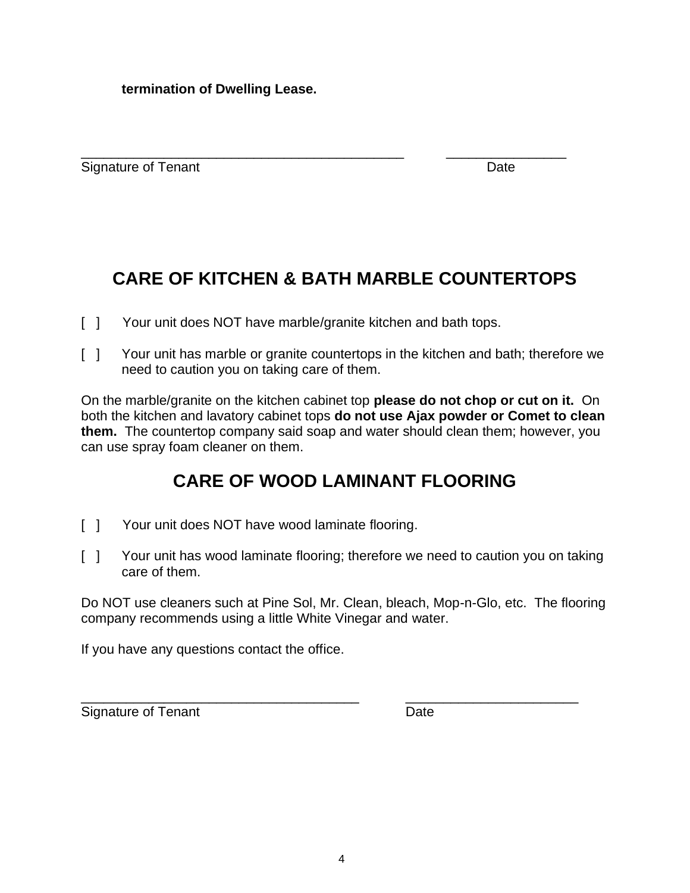**termination of Dwelling Lease.**

_____________________________________________ ________________
Signature of Tenant Date

## CARE OF KITCHEN & BATH MARBLE COUNTERTOPS

[ ] Your unit does NOT have marble/granite kitchen and bath tops.

[ ] Your unit has marble or granite countertops in the kitchen and bath; therefore we need to caution you on taking care of them.

On the marble/granite on the kitchen cabinet top **please do not chop or cut on it.** On both the kitchen and lavatory cabinet tops **do not use Ajax powder or Comet to clean them.** The countertop company said soap and water should clean them; however, you can use spray foam cleaner on them.

## CARE OF WOOD LAMINANT FLOORING

[ ] Your unit does NOT have wood laminate flooring.

[ ] Your unit has wood laminate flooring; therefore we need to caution you on taking care of them.

Do NOT use cleaners such at Pine Sol, Mr. Clean, bleach, Mop-n-Glo, etc. The flooring company recommends using a little White Vinegar and water.

If you have any questions contact the office.

______________________________________ ________________________
Signature of Tenant Date